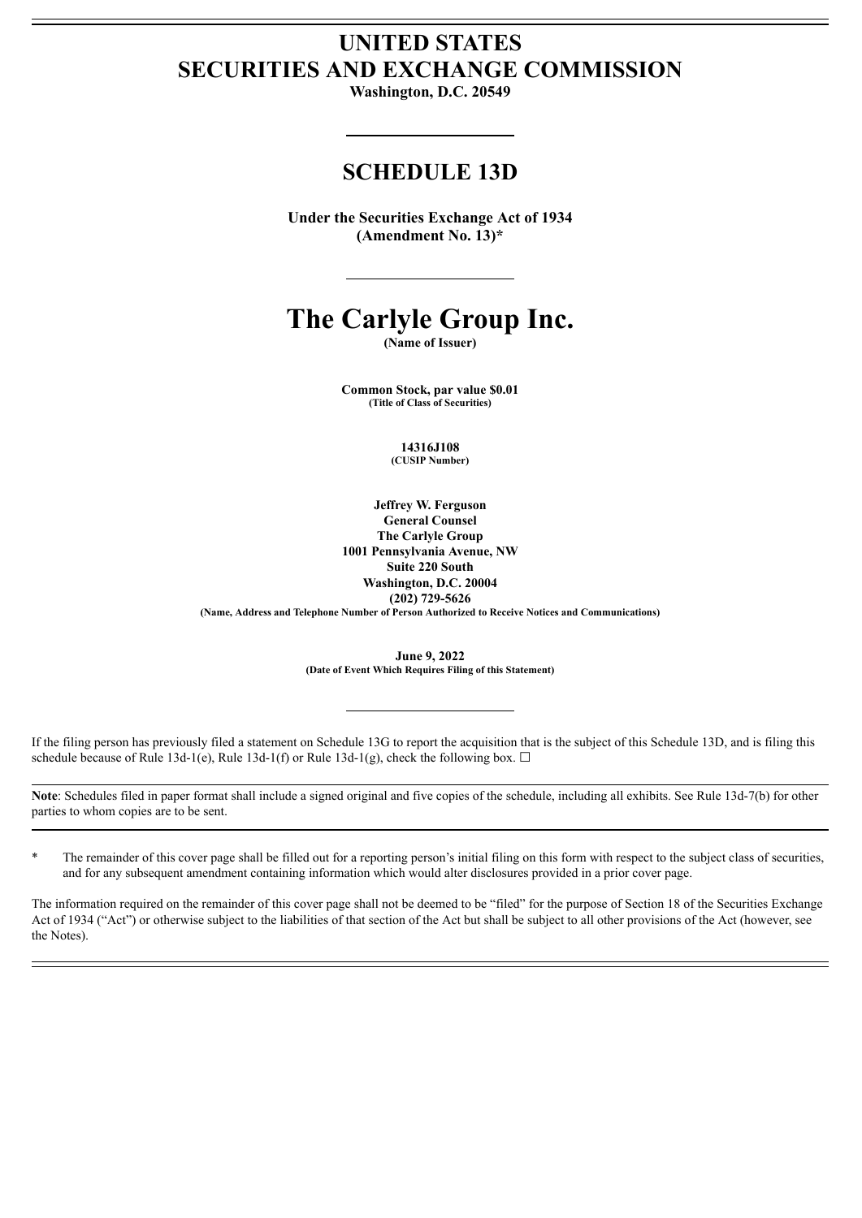# UNITED STATES
# SECURITIES AND EXCHANGE COMMISSION

**Washington, D.C. 20549**

## SCHEDULE 13D

**Under the Securities Exchange Act of 1934**
**(Amendment No. 13)***

# The Carlyle Group Inc.

**(Name of Issuer)**

**Common Stock, par value $0.01**
**(Title of Class of Securities)**

**14316J108**
**(CUSIP Number)**

**Jeffrey W. Ferguson**
**General Counsel**
**The Carlyle Group**
**1001 Pennsylvania Avenue, NW**
**Suite 220 South**
**Washington, D.C. 20004**
**(202) 729-5626**
**(Name, Address and Telephone Number of Person Authorized to Receive Notices and Communications)**

**June 9, 2022**
**(Date of Event Which Requires Filing of this Statement)**

If the filing person has previously filed a statement on Schedule 13G to report the acquisition that is the subject of this Schedule 13D, and is filing this schedule because of Rule 13d-1(e), Rule 13d-1(f) or Rule 13d-1(g), check the following box. ☐

**Note**: Schedules filed in paper format shall include a signed original and five copies of the schedule, including all exhibits. See Rule 13d-7(b) for other parties to whom copies are to be sent.

\* The remainder of this cover page shall be filled out for a reporting person's initial filing on this form with respect to the subject class of securities, and for any subsequent amendment containing information which would alter disclosures provided in a prior cover page.

The information required on the remainder of this cover page shall not be deemed to be "filed" for the purpose of Section 18 of the Securities Exchange Act of 1934 ("Act") or otherwise subject to the liabilities of that section of the Act but shall be subject to all other provisions of the Act (however, see the Notes).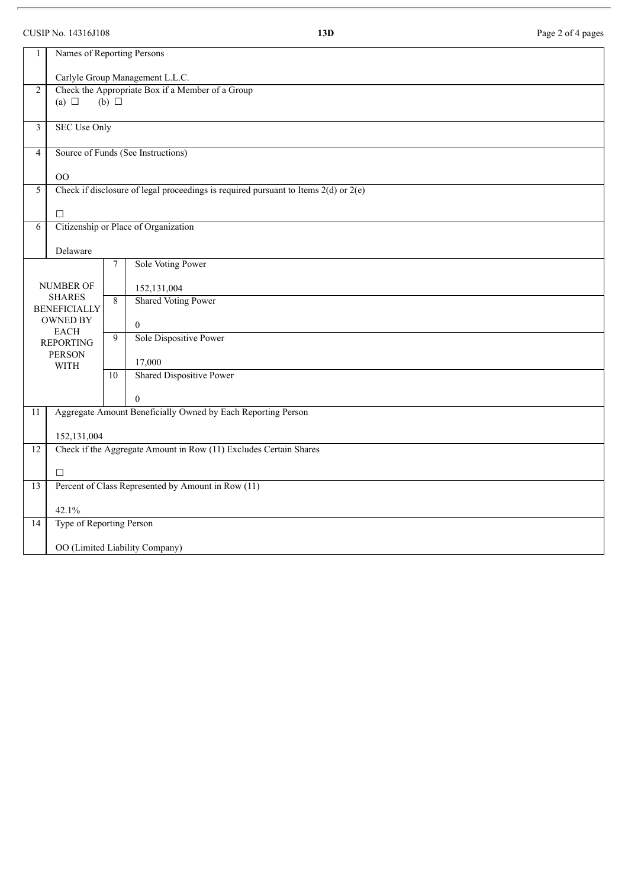CUSIP No. 14316J108 | 13D

| 1 | Names of Reporting Persons<br><br>Carlyle Group Management L.L.C. | | |
|---|---|---|---|
| 2 | Check the Appropriate Box if a Member of a Group<br>(a) ☐ (b) ☐ | | |
| 3 | SEC Use Only | | |
| 4 | Source of Funds (See Instructions)<br><br>OO | | |
| 5 | Check if disclosure of legal proceedings is required pursuant to Items 2(d) or 2(e)<br><br>☐ | | |
| 6 | Citizenship or Place of Organization<br><br>Delaware | | |
| NUMBER OF SHARES BENEFICIALLY OWNED BY EACH REPORTING PERSON WITH | | 7 | Sole Voting Power<br><br>152,131,004 |
| | | 8 | Shared Voting Power<br><br>0 |
| | | 9 | Sole Dispositive Power<br><br>17,000 |
| | | 10 | Shared Dispositive Power<br><br>0 |
| 11 | Aggregate Amount Beneficially Owned by Each Reporting Person<br><br>152,131,004 | | |
| 12 | Check if the Aggregate Amount in Row (11) Excludes Certain Shares<br><br>☐ | | |
| 13 | Percent of Class Represented by Amount in Row (11)<br><br>42.1% | | |
| 14 | Type of Reporting Person<br><br>OO (Limited Liability Company) | | |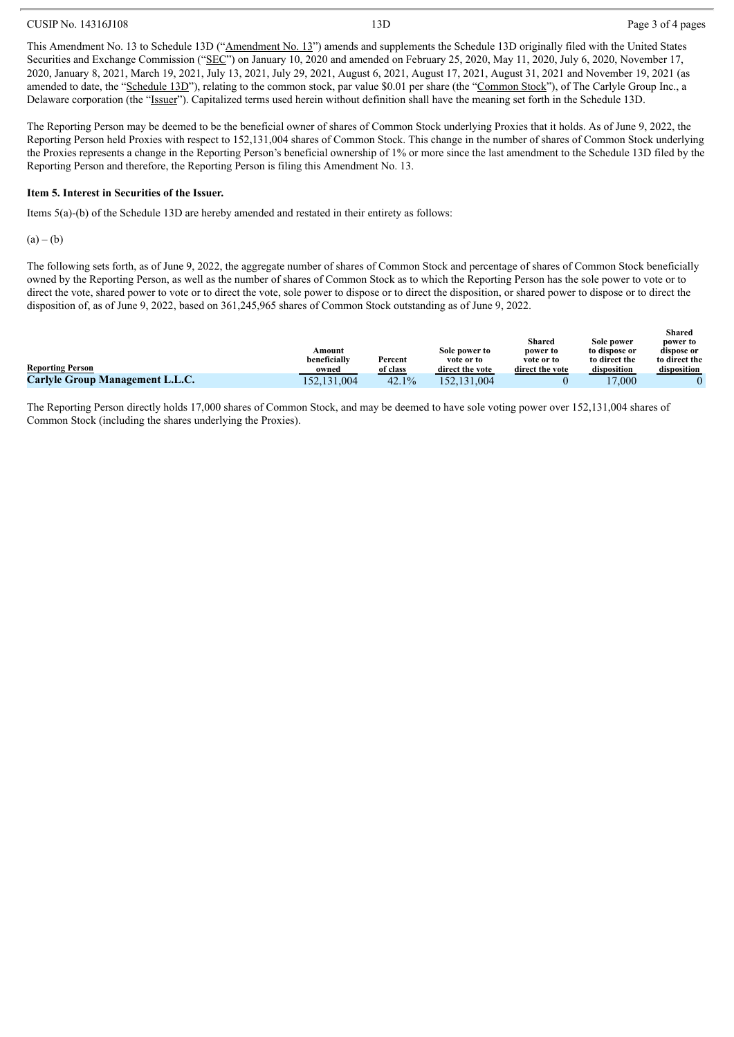This Amendment No. 13 to Schedule 13D ("Amendment No. 13") amends and supplements the Schedule 13D originally filed with the United States Securities and Exchange Commission ("SEC") on January 10, 2020 and amended on February 25, 2020, May 11, 2020, July 6, 2020, November 17, 2020, January 8, 2021, March 19, 2021, July 13, 2021, July 29, 2021, August 6, 2021, August 17, 2021, August 31, 2021 and November 19, 2021 (as amended to date, the "Schedule 13D"), relating to the common stock, par value $0.01 per share (the "Common Stock"), of The Carlyle Group Inc., a Delaware corporation (the "Issuer"). Capitalized terms used herein without definition shall have the meaning set forth in the Schedule 13D.

The Reporting Person may be deemed to be the beneficial owner of shares of Common Stock underlying Proxies that it holds. As of June 9, 2022, the Reporting Person held Proxies with respect to 152,131,004 shares of Common Stock. This change in the number of shares of Common Stock underlying the Proxies represents a change in the Reporting Person's beneficial ownership of 1% or more since the last amendment to the Schedule 13D filed by the Reporting Person and therefore, the Reporting Person is filing this Amendment No. 13.

**Item 5. Interest in Securities of the Issuer.**

Items 5(a)-(b) of the Schedule 13D are hereby amended and restated in their entirety as follows:

(a) – (b)

The following sets forth, as of June 9, 2022, the aggregate number of shares of Common Stock and percentage of shares of Common Stock beneficially owned by the Reporting Person, as well as the number of shares of Common Stock as to which the Reporting Person has the sole power to vote or to direct the vote, shared power to vote or to direct the vote, sole power to dispose or to direct the disposition, or shared power to dispose or to direct the disposition of, as of June 9, 2022, based on 361,245,965 shares of Common Stock outstanding as of June 9, 2022.

| Reporting Person | Amount beneficially owned | Percent of class | Sole power to vote or to direct the vote | Shared power to vote or to direct the vote | Sole power to dispose or to direct the disposition | Shared power to dispose or to direct the disposition |
|---|---|---|---|---|---|---|
| **Carlyle Group Management L.L.C.** | 152,131,004 | 42.1% | 152,131,004 | 0 | 17,000 | 0 |

The Reporting Person directly holds 17,000 shares of Common Stock, and may be deemed to have sole voting power over 152,131,004 shares of Common Stock (including the shares underlying the Proxies).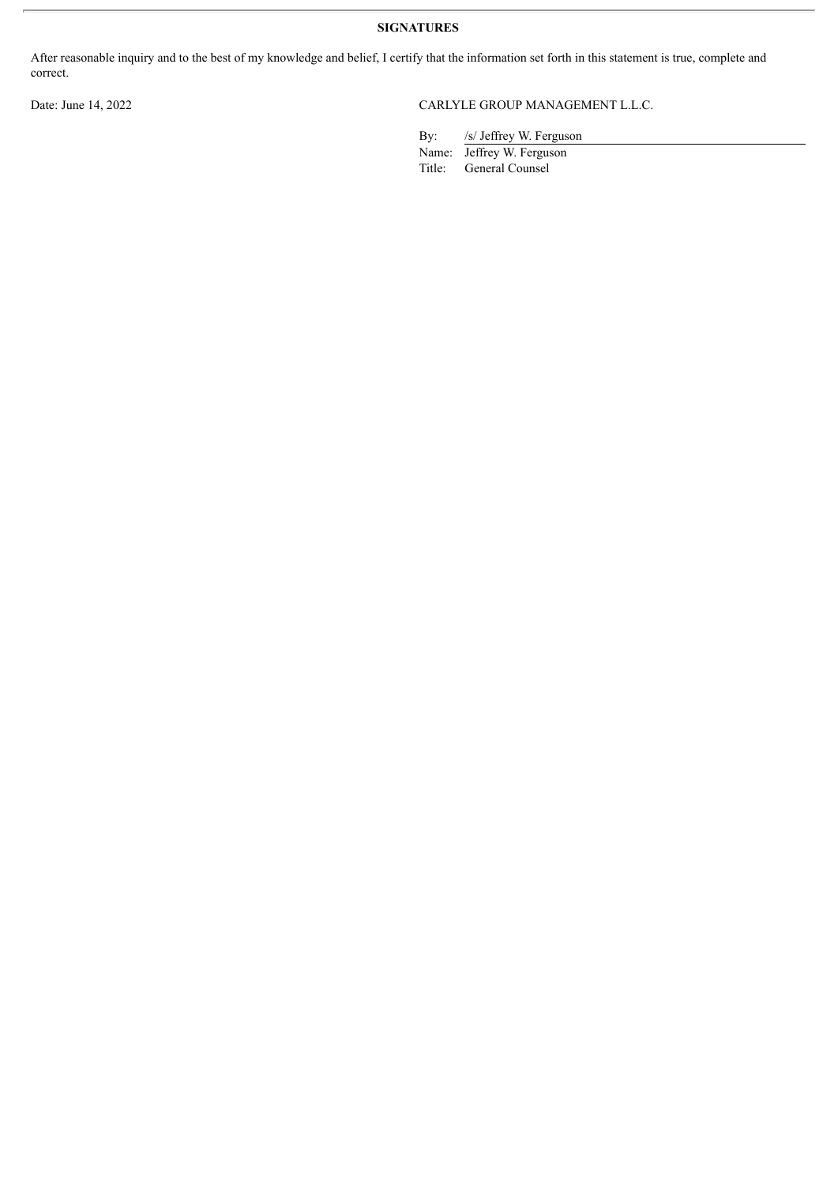**SIGNATURES**

After reasonable inquiry and to the best of my knowledge and belief, I certify that the information set forth in this statement is true, complete and correct.

Date: June 14, 2022

CARLYLE GROUP MANAGEMENT L.L.C.

By: /s/ Jeffrey W. Ferguson

Name: Jeffrey W. Ferguson

Title: General Counsel